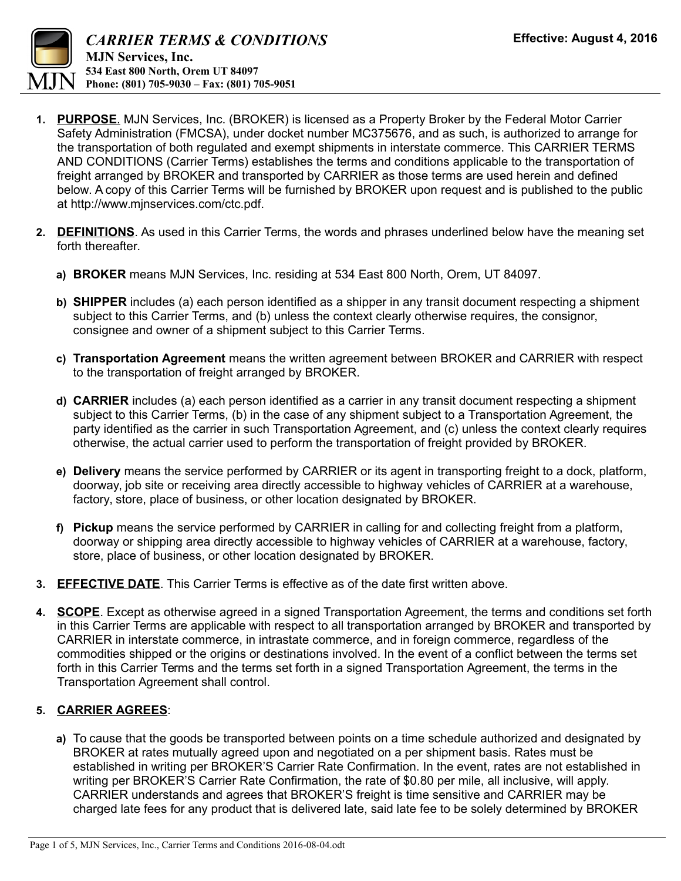# *CARRIER TERMS & CONDITIONS*

**MJN Services, Inc.**
**534 East 800 North, Orem UT 84097**
**Phone: (801) 705-9030 – Fax: (801) 705-9051**

**Effective: August 4, 2016**

1. **PURPOSE**. MJN Services, Inc. (BROKER) is licensed as a Property Broker by the Federal Motor Carrier Safety Administration (FMCSA), under docket number MC375676, and as such, is authorized to arrange for the transportation of both regulated and exempt shipments in interstate commerce. This CARRIER TERMS AND CONDITIONS (Carrier Terms) establishes the terms and conditions applicable to the transportation of freight arranged by BROKER and transported by CARRIER as those terms are used herein and defined below. A copy of this Carrier Terms will be furnished by BROKER upon request and is published to the public at http://www.mjnservices.com/ctc.pdf.

2. **DEFINITIONS**. As used in this Carrier Terms, the words and phrases underlined below have the meaning set forth thereafter.

   a) **BROKER** means MJN Services, Inc. residing at 534 East 800 North, Orem, UT 84097.

   b) **SHIPPER** includes (a) each person identified as a shipper in any transit document respecting a shipment subject to this Carrier Terms, and (b) unless the context clearly otherwise requires, the consignor, consignee and owner of a shipment subject to this Carrier Terms.

   c) **Transportation Agreement** means the written agreement between BROKER and CARRIER with respect to the transportation of freight arranged by BROKER.

   d) **CARRIER** includes (a) each person identified as a carrier in any transit document respecting a shipment subject to this Carrier Terms, (b) in the case of any shipment subject to a Transportation Agreement, the party identified as the carrier in such Transportation Agreement, and (c) unless the context clearly requires otherwise, the actual carrier used to perform the transportation of freight provided by BROKER.

   e) **Delivery** means the service performed by CARRIER or its agent in transporting freight to a dock, platform, doorway, job site or receiving area directly accessible to highway vehicles of CARRIER at a warehouse, factory, store, place of business, or other location designated by BROKER.

   f) **Pickup** means the service performed by CARRIER in calling for and collecting freight from a platform, doorway or shipping area directly accessible to highway vehicles of CARRIER at a warehouse, factory, store, place of business, or other location designated by BROKER.

3. **EFFECTIVE DATE**. This Carrier Terms is effective as of the date first written above.

4. **SCOPE**. Except as otherwise agreed in a signed Transportation Agreement, the terms and conditions set forth in this Carrier Terms are applicable with respect to all transportation arranged by BROKER and transported by CARRIER in interstate commerce, in intrastate commerce, and in foreign commerce, regardless of the commodities shipped or the origins or destinations involved. In the event of a conflict between the terms set forth in this Carrier Terms and the terms set forth in a signed Transportation Agreement, the terms in the Transportation Agreement shall control.

5. **CARRIER AGREES**:

   a) To cause that the goods be transported between points on a time schedule authorized and designated by BROKER at rates mutually agreed upon and negotiated on a per shipment basis. Rates must be established in writing per BROKER'S Carrier Rate Confirmation. In the event, rates are not established in writing per BROKER'S Carrier Rate Confirmation, the rate of $0.80 per mile, all inclusive, will apply. CARRIER understands and agrees that BROKER'S freight is time sensitive and CARRIER may be charged late fees for any product that is delivered late, said late fee to be solely determined by BROKER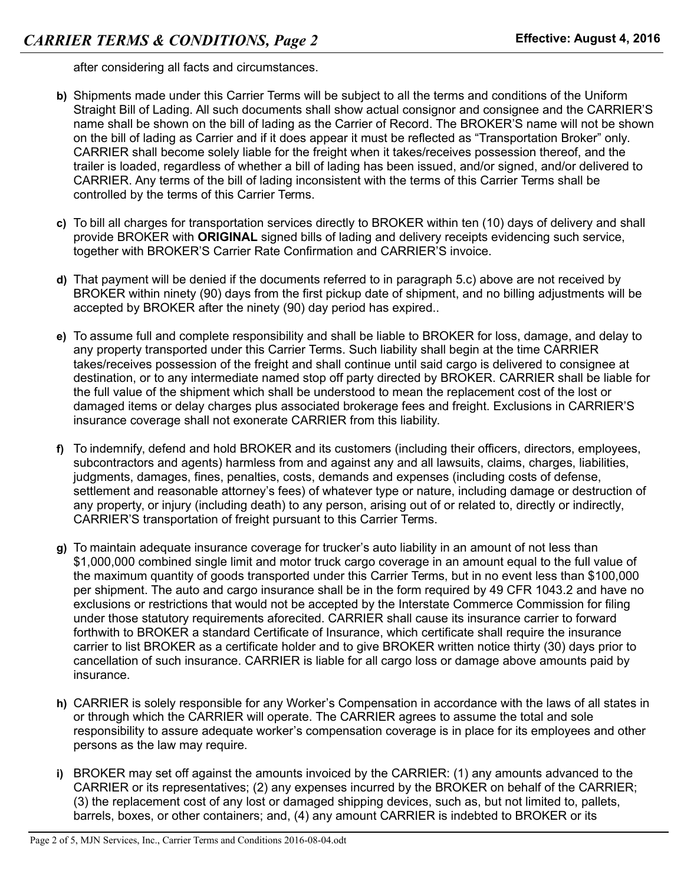after considering all facts and circumstances.

**b)** Shipments made under this Carrier Terms will be subject to all the terms and conditions of the Uniform Straight Bill of Lading. All such documents shall show actual consignor and consignee and the CARRIER'S name shall be shown on the bill of lading as the Carrier of Record. The BROKER'S name will not be shown on the bill of lading as Carrier and if it does appear it must be reflected as "Transportation Broker" only. CARRIER shall become solely liable for the freight when it takes/receives possession thereof, and the trailer is loaded, regardless of whether a bill of lading has been issued, and/or signed, and/or delivered to CARRIER. Any terms of the bill of lading inconsistent with the terms of this Carrier Terms shall be controlled by the terms of this Carrier Terms.

**c)** To bill all charges for transportation services directly to BROKER within ten (10) days of delivery and shall provide BROKER with **ORIGINAL** signed bills of lading and delivery receipts evidencing such service, together with BROKER'S Carrier Rate Confirmation and CARRIER'S invoice.

**d)** That payment will be denied if the documents referred to in paragraph 5.c) above are not received by BROKER within ninety (90) days from the first pickup date of shipment, and no billing adjustments will be accepted by BROKER after the ninety (90) day period has expired..

**e)** To assume full and complete responsibility and shall be liable to BROKER for loss, damage, and delay to any property transported under this Carrier Terms. Such liability shall begin at the time CARRIER takes/receives possession of the freight and shall continue until said cargo is delivered to consignee at destination, or to any intermediate named stop off party directed by BROKER. CARRIER shall be liable for the full value of the shipment which shall be understood to mean the replacement cost of the lost or damaged items or delay charges plus associated brokerage fees and freight. Exclusions in CARRIER'S insurance coverage shall not exonerate CARRIER from this liability.

**f)** To indemnify, defend and hold BROKER and its customers (including their officers, directors, employees, subcontractors and agents) harmless from and against any and all lawsuits, claims, charges, liabilities, judgments, damages, fines, penalties, costs, demands and expenses (including costs of defense, settlement and reasonable attorney's fees) of whatever type or nature, including damage or destruction of any property, or injury (including death) to any person, arising out of or related to, directly or indirectly, CARRIER'S transportation of freight pursuant to this Carrier Terms.

**g)** To maintain adequate insurance coverage for trucker's auto liability in an amount of not less than $1,000,000 combined single limit and motor truck cargo coverage in an amount equal to the full value of the maximum quantity of goods transported under this Carrier Terms, but in no event less than $100,000 per shipment. The auto and cargo insurance shall be in the form required by 49 CFR 1043.2 and have no exclusions or restrictions that would not be accepted by the Interstate Commerce Commission for filing under those statutory requirements aforecited. CARRIER shall cause its insurance carrier to forward forthwith to BROKER a standard Certificate of Insurance, which certificate shall require the insurance carrier to list BROKER as a certificate holder and to give BROKER written notice thirty (30) days prior to cancellation of such insurance. CARRIER is liable for all cargo loss or damage above amounts paid by insurance.

**h)** CARRIER is solely responsible for any Worker's Compensation in accordance with the laws of all states in or through which the CARRIER will operate. The CARRIER agrees to assume the total and sole responsibility to assure adequate worker's compensation coverage is in place for its employees and other persons as the law may require.

**i)** BROKER may set off against the amounts invoiced by the CARRIER: (1) any amounts advanced to the CARRIER or its representatives; (2) any expenses incurred by the BROKER on behalf of the CARRIER; (3) the replacement cost of any lost or damaged shipping devices, such as, but not limited to, pallets, barrels, boxes, or other containers; and, (4) any amount CARRIER is indebted to BROKER or its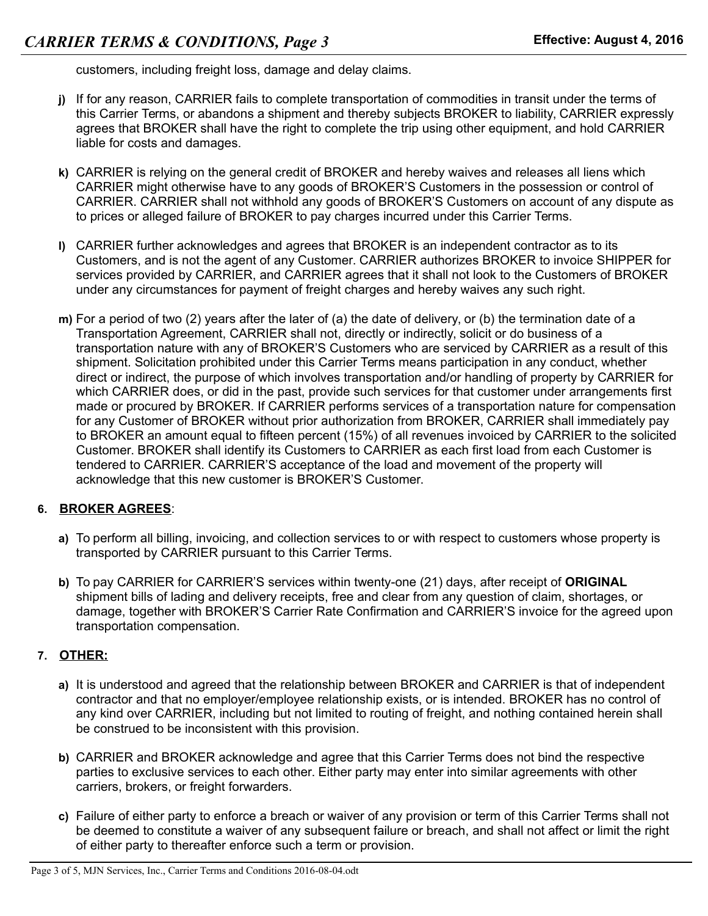customers, including freight loss, damage and delay claims.

**j)** If for any reason, CARRIER fails to complete transportation of commodities in transit under the terms of this Carrier Terms, or abandons a shipment and thereby subjects BROKER to liability, CARRIER expressly agrees that BROKER shall have the right to complete the trip using other equipment, and hold CARRIER liable for costs and damages.

**k)** CARRIER is relying on the general credit of BROKER and hereby waives and releases all liens which CARRIER might otherwise have to any goods of BROKER'S Customers in the possession or control of CARRIER. CARRIER shall not withhold any goods of BROKER'S Customers on account of any dispute as to prices or alleged failure of BROKER to pay charges incurred under this Carrier Terms.

**l)** CARRIER further acknowledges and agrees that BROKER is an independent contractor as to its Customers, and is not the agent of any Customer. CARRIER authorizes BROKER to invoice SHIPPER for services provided by CARRIER, and CARRIER agrees that it shall not look to the Customers of BROKER under any circumstances for payment of freight charges and hereby waives any such right.

**m)** For a period of two (2) years after the later of (a) the date of delivery, or (b) the termination date of a Transportation Agreement, CARRIER shall not, directly or indirectly, solicit or do business of a transportation nature with any of BROKER'S Customers who are serviced by CARRIER as a result of this shipment. Solicitation prohibited under this Carrier Terms means participation in any conduct, whether direct or indirect, the purpose of which involves transportation and/or handling of property by CARRIER for which CARRIER does, or did in the past, provide such services for that customer under arrangements first made or procured by BROKER. If CARRIER performs services of a transportation nature for compensation for any Customer of BROKER without prior authorization from BROKER, CARRIER shall immediately pay to BROKER an amount equal to fifteen percent (15%) of all revenues invoiced by CARRIER to the solicited Customer. BROKER shall identify its Customers to CARRIER as each first load from each Customer is tendered to CARRIER. CARRIER'S acceptance of the load and movement of the property will acknowledge that this new customer is BROKER'S Customer.

## 6. <u>BROKER AGREES</u>:

**a)** To perform all billing, invoicing, and collection services to or with respect to customers whose property is transported by CARRIER pursuant to this Carrier Terms.

**b)** To pay CARRIER for CARRIER'S services within twenty-one (21) days, after receipt of **ORIGINAL** shipment bills of lading and delivery receipts, free and clear from any question of claim, shortages, or damage, together with BROKER'S Carrier Rate Confirmation and CARRIER'S invoice for the agreed upon transportation compensation.

## 7. <u>OTHER:</u>

**a)** It is understood and agreed that the relationship between BROKER and CARRIER is that of independent contractor and that no employer/employee relationship exists, or is intended. BROKER has no control of any kind over CARRIER, including but not limited to routing of freight, and nothing contained herein shall be construed to be inconsistent with this provision.

**b)** CARRIER and BROKER acknowledge and agree that this Carrier Terms does not bind the respective parties to exclusive services to each other. Either party may enter into similar agreements with other carriers, brokers, or freight forwarders.

**c)** Failure of either party to enforce a breach or waiver of any provision or term of this Carrier Terms shall not be deemed to constitute a waiver of any subsequent failure or breach, and shall not affect or limit the right of either party to thereafter enforce such a term or provision.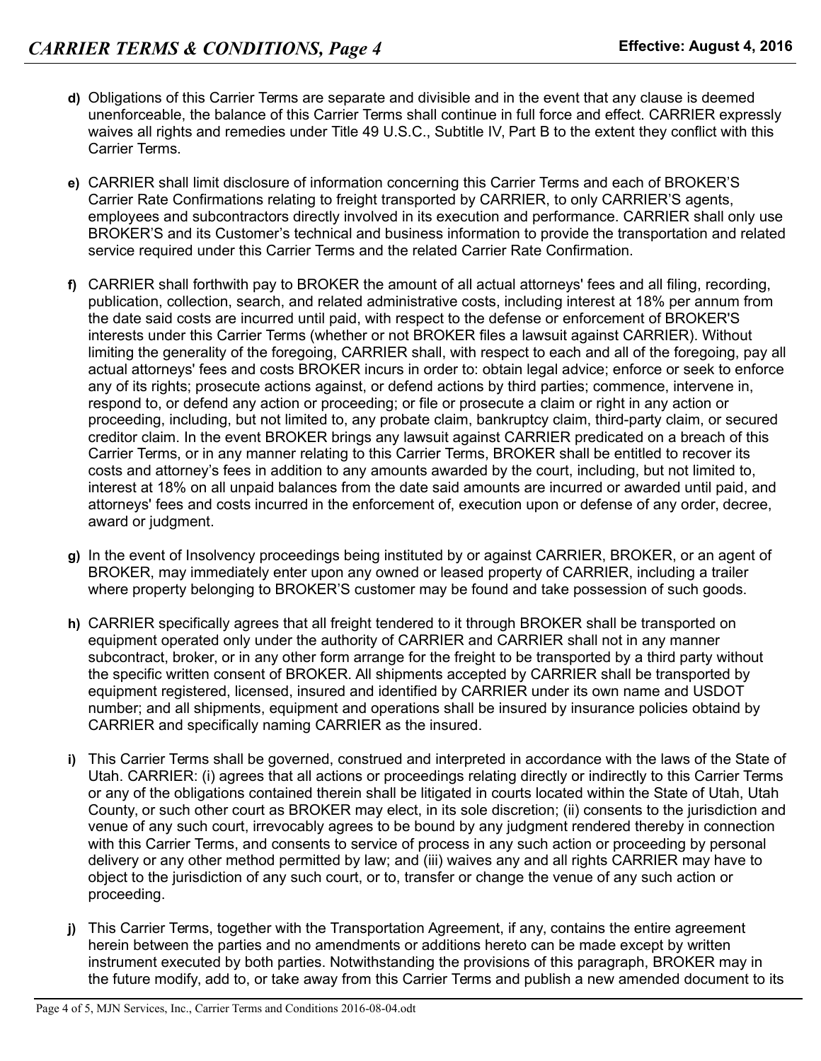**d)** Obligations of this Carrier Terms are separate and divisible and in the event that any clause is deemed unenforceable, the balance of this Carrier Terms shall continue in full force and effect. CARRIER expressly waives all rights and remedies under Title 49 U.S.C., Subtitle IV, Part B to the extent they conflict with this Carrier Terms.

**e)** CARRIER shall limit disclosure of information concerning this Carrier Terms and each of BROKER'S Carrier Rate Confirmations relating to freight transported by CARRIER, to only CARRIER'S agents, employees and subcontractors directly involved in its execution and performance. CARRIER shall only use BROKER'S and its Customer's technical and business information to provide the transportation and related service required under this Carrier Terms and the related Carrier Rate Confirmation.

**f)** CARRIER shall forthwith pay to BROKER the amount of all actual attorneys' fees and all filing, recording, publication, collection, search, and related administrative costs, including interest at 18% per annum from the date said costs are incurred until paid, with respect to the defense or enforcement of BROKER'S interests under this Carrier Terms (whether or not BROKER files a lawsuit against CARRIER). Without limiting the generality of the foregoing, CARRIER shall, with respect to each and all of the foregoing, pay all actual attorneys' fees and costs BROKER incurs in order to: obtain legal advice; enforce or seek to enforce any of its rights; prosecute actions against, or defend actions by third parties; commence, intervene in, respond to, or defend any action or proceeding; or file or prosecute a claim or right in any action or proceeding, including, but not limited to, any probate claim, bankruptcy claim, third-party claim, or secured creditor claim. In the event BROKER brings any lawsuit against CARRIER predicated on a breach of this Carrier Terms, or in any manner relating to this Carrier Terms, BROKER shall be entitled to recover its costs and attorney's fees in addition to any amounts awarded by the court, including, but not limited to, interest at 18% on all unpaid balances from the date said amounts are incurred or awarded until paid, and attorneys' fees and costs incurred in the enforcement of, execution upon or defense of any order, decree, award or judgment.

**g)** In the event of Insolvency proceedings being instituted by or against CARRIER, BROKER, or an agent of BROKER, may immediately enter upon any owned or leased property of CARRIER, including a trailer where property belonging to BROKER'S customer may be found and take possession of such goods.

**h)** CARRIER specifically agrees that all freight tendered to it through BROKER shall be transported on equipment operated only under the authority of CARRIER and CARRIER shall not in any manner subcontract, broker, or in any other form arrange for the freight to be transported by a third party without the specific written consent of BROKER. All shipments accepted by CARRIER shall be transported by equipment registered, licensed, insured and identified by CARRIER under its own name and USDOT number; and all shipments, equipment and operations shall be insured by insurance policies obtaind by CARRIER and specifically naming CARRIER as the insured.

**i)** This Carrier Terms shall be governed, construed and interpreted in accordance with the laws of the State of Utah. CARRIER: (i) agrees that all actions or proceedings relating directly or indirectly to this Carrier Terms or any of the obligations contained therein shall be litigated in courts located within the State of Utah, Utah County, or such other court as BROKER may elect, in its sole discretion; (ii) consents to the jurisdiction and venue of any such court, irrevocably agrees to be bound by any judgment rendered thereby in connection with this Carrier Terms, and consents to service of process in any such action or proceeding by personal delivery or any other method permitted by law; and (iii) waives any and all rights CARRIER may have to object to the jurisdiction of any such court, or to, transfer or change the venue of any such action or proceeding.

**j)** This Carrier Terms, together with the Transportation Agreement, if any, contains the entire agreement herein between the parties and no amendments or additions hereto can be made except by written instrument executed by both parties. Notwithstanding the provisions of this paragraph, BROKER may in the future modify, add to, or take away from this Carrier Terms and publish a new amended document to its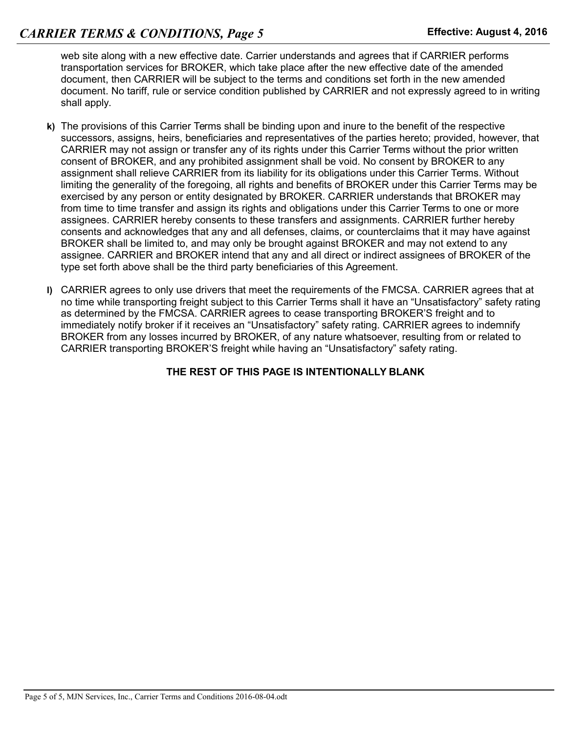web site along with a new effective date. Carrier understands and agrees that if CARRIER performs transportation services for BROKER, which take place after the new effective date of the amended document, then CARRIER will be subject to the terms and conditions set forth in the new amended document. No tariff, rule or service condition published by CARRIER and not expressly agreed to in writing shall apply.

**k)** The provisions of this Carrier Terms shall be binding upon and inure to the benefit of the respective successors, assigns, heirs, beneficiaries and representatives of the parties hereto; provided, however, that CARRIER may not assign or transfer any of its rights under this Carrier Terms without the prior written consent of BROKER, and any prohibited assignment shall be void. No consent by BROKER to any assignment shall relieve CARRIER from its liability for its obligations under this Carrier Terms. Without limiting the generality of the foregoing, all rights and benefits of BROKER under this Carrier Terms may be exercised by any person or entity designated by BROKER. CARRIER understands that BROKER may from time to time transfer and assign its rights and obligations under this Carrier Terms to one or more assignees. CARRIER hereby consents to these transfers and assignments. CARRIER further hereby consents and acknowledges that any and all defenses, claims, or counterclaims that it may have against BROKER shall be limited to, and may only be brought against BROKER and may not extend to any assignee. CARRIER and BROKER intend that any and all direct or indirect assignees of BROKER of the type set forth above shall be the third party beneficiaries of this Agreement.

**l)** CARRIER agrees to only use drivers that meet the requirements of the FMCSA. CARRIER agrees that at no time while transporting freight subject to this Carrier Terms shall it have an “Unsatisfactory” safety rating as determined by the FMCSA. CARRIER agrees to cease transporting BROKER’S freight and to immediately notify broker if it receives an “Unsatisfactory” safety rating. CARRIER agrees to indemnify BROKER from any losses incurred by BROKER, of any nature whatsoever, resulting from or related to CARRIER transporting BROKER’S freight while having an “Unsatisfactory” safety rating.

**THE REST OF THIS PAGE IS INTENTIONALLY BLANK**